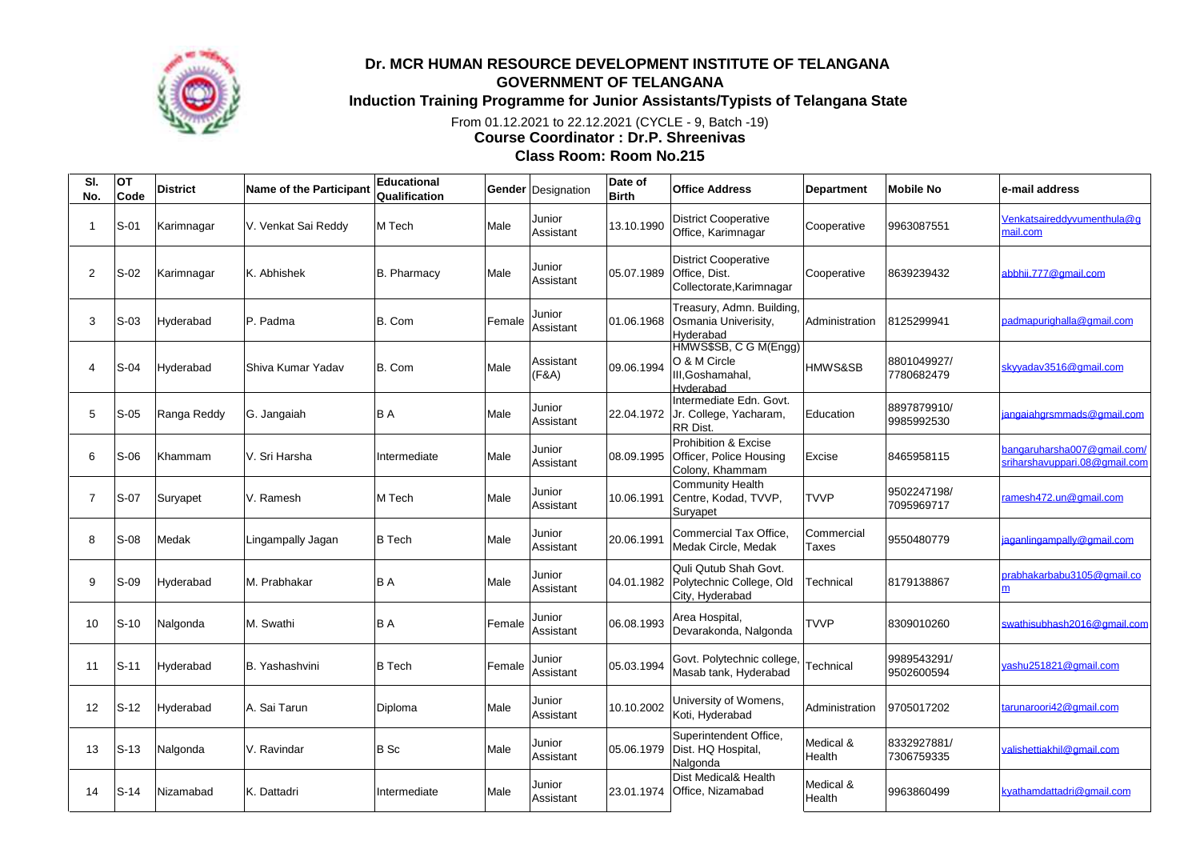## Dr. MCR HUMAN RESOURCE DEVELOPMENT INSTITUTE OF TELANGANA

### GOVERNMENT OF TELANGANA

### Induction Training Programme for Junior Assistants/Typists of Telangana State

From 01.12.2021 to 22.12.2021 (CYCLE - 9, Batch -19)

**Course Coordinator : Dr.P. Shreenivas**

**Class Room: Room No.215**

| Sl. No. | OT Code | District | Name of the Participant | Educational Qualification | Gender | Designation | Date of Birth | Office Address | Department | Mobile No | e-mail address |
|---|---|---|---|---|---|---|---|---|---|---|---|
| 1 | S-01 | Karimnagar | V. Venkat Sai Reddy | M Tech | Male | Junior Assistant | 13.10.1990 | District Cooperative Office, Karimnagar | Cooperative | 9963087551 | Venkatsaireddyvumenthula@gmail.com |
| 2 | S-02 | Karimnagar | K. Abhishek | B. Pharmacy | Male | Junior Assistant | 05.07.1989 | District Cooperative Office, Dist. Collectorate,Karimnagar | Cooperative | 8639239432 | abbhii.777@gmail.com |
| 3 | S-03 | Hyderabad | P. Padma | B. Com | Female | Junior Assistant | 01.06.1968 | Treasury, Admn. Building, Osmania Univerisity, Hyderabad | Administration | 8125299941 | padmapurighalla@gmail.com |
| 4 | S-04 | Hyderabad | Shiva Kumar Yadav | B. Com | Male | Assistant (F&A) | 09.06.1994 | HMWS$SB, C G M(Engg) O & M Circle III,Goshamahal, Hyderabad | HMWS&SB | 8801049927/ 7780682479 | skyyadav3516@gmail.com |
| 5 | S-05 | Ranga Reddy | G. Jangaiah | B A | Male | Junior Assistant | 22.04.1972 | Intermediate Edn. Govt. Jr. College, Yacharam, RR Dist. | Education | 8897879910/ 9985992530 | jangaiahgrsmmads@gmail.com |
| 6 | S-06 | Khammam | V. Sri Harsha | Intermediate | Male | Junior Assistant | 08.09.1995 | Prohibition & Excise Officer, Police Housing Colony, Khammam | Excise | 8465958115 | bangaruharsha007@gmail.com/ sriharshavuppari.08@gmail.com |
| 7 | S-07 | Suryapet | V. Ramesh | M Tech | Male | Junior Assistant | 10.06.1991 | Community Health Centre, Kodad, TVVP, Suryapet | TVVP | 9502247198/ 7095969717 | ramesh472.un@gmail.com |
| 8 | S-08 | Medak | Lingampally Jagan | B Tech | Male | Junior Assistant | 20.06.1991 | Commercial Tax Office, Medak Circle, Medak | Commercial Taxes | 9550480779 | jaganlingampally@gmail.com |
| 9 | S-09 | Hyderabad | M. Prabhakar | B A | Male | Junior Assistant | 04.01.1982 | Quli Qutub Shah Govt. Polytechnic College, Old City, Hyderabad | Technical | 8179138867 | prabhakarbabu3105@gmail.com |
| 10 | S-10 | Nalgonda | M. Swathi | B A | Female | Junior Assistant | 06.08.1993 | Area Hospital, Devarakonda, Nalgonda | TVVP | 8309010260 | swathisubhash2016@gmail.com |
| 11 | S-11 | Hyderabad | B. Yashashvini | B Tech | Female | Junior Assistant | 05.03.1994 | Govt. Polytechnic college, Masab tank, Hyderabad | Technical | 9989543291/ 9502600594 | yashu251821@gmail.com |
| 12 | S-12 | Hyderabad | A. Sai Tarun | Diploma | Male | Junior Assistant | 10.10.2002 | University of Womens, Koti, Hyderabad | Administration | 9705017202 | tarunaroori42@gmail.com |
| 13 | S-13 | Nalgonda | V. Ravindar | B Sc | Male | Junior Assistant | 05.06.1979 | Superintendent Office, Dist. HQ Hospital, Nalgonda | Medical & Health | 8332927881/ 7306759335 | valishettiakhil@gmail.com |
| 14 | S-14 | Nizamabad | K. Dattadri | Intermediate | Male | Junior Assistant | 23.01.1974 | Dist Medical& Health Office, Nizamabad | Medical & Health | 9963860499 | kyathamdattadri@gmail.com |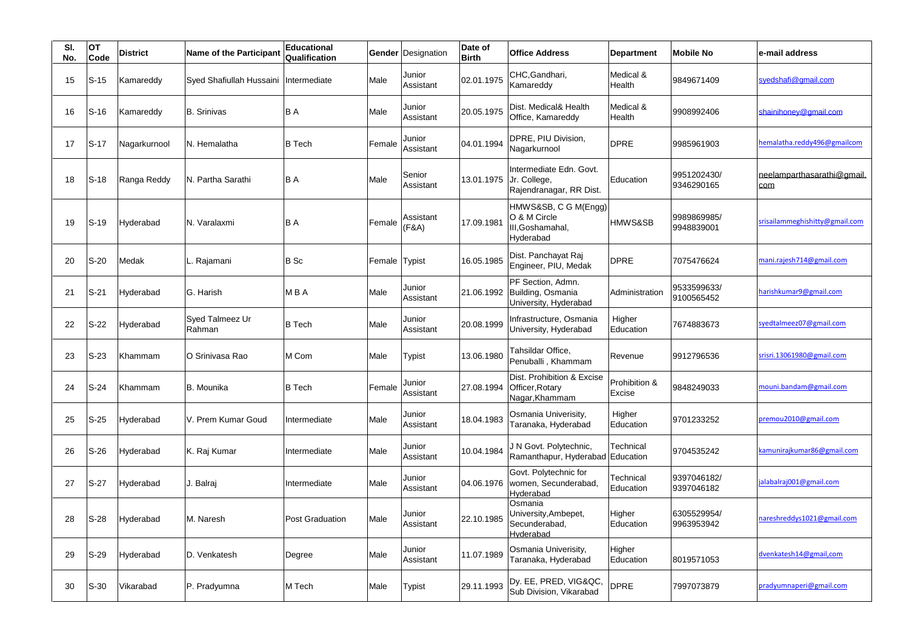| Sl. No. | OT Code | District | Name of the Participant | Educational Qualification | Gender | Designation | Date of Birth | Office Address | Department | Mobile No | e-mail address |
|---|---|---|---|---|---|---|---|---|---|---|---|
| 15 | S-15 | Kamareddy | Syed Shafiullah Hussaini | Intermediate | Male | Junior Assistant | 02.01.1975 | CHC,Gandhari, Kamareddy | Medical & Health | 9849671409 | syedshafi@gmail.com |
| 16 | S-16 | Kamareddy | B. Srinivas | B A | Male | Junior Assistant | 20.05.1975 | Dist. Medical& Health Office, Kamareddy | Medical & Health | 9908992406 | shainihoney@gmail.com |
| 17 | S-17 | Nagarkurnool | N. Hemalatha | B Tech | Female | Junior Assistant | 04.01.1994 | DPRE, PIU Division, Nagarkurnool | DPRE | 9985961903 | hemalatha.reddy496@gmailcom |
| 18 | S-18 | Ranga Reddy | N. Partha Sarathi | B A | Male | Senior Assistant | 13.01.1975 | Intermediate Edn. Govt. Jr. College, Rajendranagar, RR Dist. | Education | 9951202430/ 9346290165 | neelamparthasarathi@gmail.com |
| 19 | S-19 | Hyderabad | N. Varalaxmi | B A | Female | Assistant (F&A) | 17.09.1981 | HMWS&SB, C G M(Engg) O & M Circle III,Goshamahal, Hyderabad | HMWS&SB | 9989869985/ 9948839001 | srisailammeghishitty@gmail.com |
| 20 | S-20 | Medak | L. Rajamani | B Sc | Female | Typist | 16.05.1985 | Dist. Panchayat Raj Engineer, PIU, Medak | DPRE | 7075476624 | mani.rajesh714@gmail.com |
| 21 | S-21 | Hyderabad | G. Harish | M B A | Male | Junior Assistant | 21.06.1992 | PF Section, Admn. Building, Osmania University, Hyderabad | Administration | 9533599633/ 9100565452 | harishkumar9@gmail.com |
| 22 | S-22 | Hyderabad | Syed Talmeez Ur Rahman | B Tech | Male | Junior Assistant | 20.08.1999 | Infrastructure, Osmania University, Hyderabad | Higher Education | 7674883673 | syedtalmeez07@gmail.com |
| 23 | S-23 | Khammam | O Srinivasa Rao | M Com | Male | Typist | 13.06.1980 | Tahsildar Office, Penuballi , Khammam | Revenue | 9912796536 | srisri.13061980@gmail.com |
| 24 | S-24 | Khammam | B. Mounika | B Tech | Female | Junior Assistant | 27.08.1994 | Dist. Prohibition & Excise Officer,Rotary Nagar,Khammam | Prohibition & Excise | 9848249033 | mouni.bandam@gmail.com |
| 25 | S-25 | Hyderabad | V. Prem Kumar Goud | Intermediate | Male | Junior Assistant | 18.04.1983 | Osmania Univerisity, Taranaka, Hyderabad | Higher Education | 9701233252 | premou2010@gmail.com |
| 26 | S-26 | Hyderabad | K. Raj Kumar | Intermediate | Male | Junior Assistant | 10.04.1984 | J N Govt. Polytechnic, Ramanthapur, Hyderabad | Technical Education | 9704535242 | kamunirajkumar86@gmail.com |
| 27 | S-27 | Hyderabad | J. Balraj | Intermediate | Male | Junior Assistant | 04.06.1976 | Govt. Polytechnic for women, Secunderabad, Hyderabad | Technical Education | 9397046182/ 9397046182 | jalabalraj001@gmail.com |
| 28 | S-28 | Hyderabad | M. Naresh | Post Graduation | Male | Junior Assistant | 22.10.1985 | Osmania University,Ambepet, Secunderabad, Hyderabad | Higher Education | 6305529954/ 9963953942 | nareshreddys1021@gmail.com |
| 29 | S-29 | Hyderabad | D. Venkatesh | Degree | Male | Junior Assistant | 11.07.1989 | Osmania Univerisity, Taranaka, Hyderabad | Higher Education | 8019571053 | dvenkatesh14@gmail,com |
| 30 | S-30 | Vikarabad | P. Pradyumna | M Tech | Male | Typist | 29.11.1993 | Dy. EE, PRED, VIG&QC, Sub Division, Vikarabad | DPRE | 7997073879 | pradyumnaperi@gmail.com |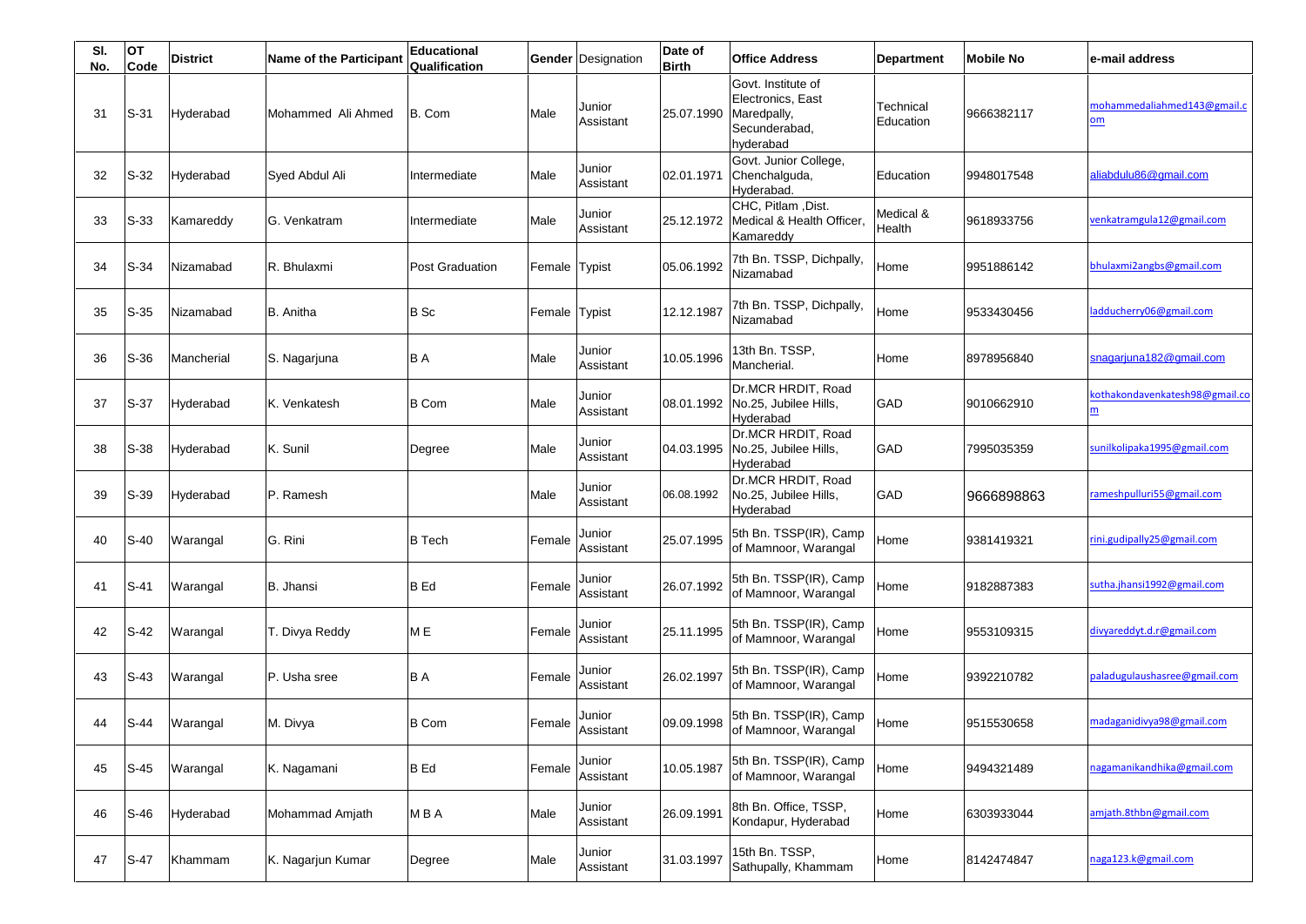| Sl. No. | OT Code | District | Name of the Participant | Educational Qualification | Gender | Designation | Date of Birth | Office Address | Department | Mobile No | e-mail address |
|---|---|---|---|---|---|---|---|---|---|---|---|
| 31 | S-31 | Hyderabad | Mohammed Ali Ahmed | B. Com | Male | Junior Assistant | 25.07.1990 | Govt. Institute of Electronics, East Marredpally, Secunderabad, hyderabad | Technical Education | 9666382117 | mohammedaliahmed143@gmail.com |
| 32 | S-32 | Hyderabad | Syed Abdul Ali | Intermediate | Male | Junior Assistant | 02.01.1971 | Govt. Junior College, Chenchalguda, Hyderabad. | Education | 9948017548 | aliabdulu86@gmail.com |
| 33 | S-33 | Kamareddy | G. Venkatram | Intermediate | Male | Junior Assistant | 25.12.1972 | CHC, Pitlam ,Dist. Medical & Health Officer, Kamareddy | Medical & Health | 9618933756 | venkatramgula12@gmail.com |
| 34 | S-34 | Nizamabad | R. Bhulaxmi | Post Graduation | Female | Typist | 05.06.1992 | 7th Bn. TSSP, Dichpally, Nizamabad | Home | 9951886142 | bhulaxmi2angbs@gmail.com |
| 35 | S-35 | Nizamabad | B. Anitha | B Sc | Female | Typist | 12.12.1987 | 7th Bn. TSSP, Dichpally, Nizamabad | Home | 9533430456 | ladducherry06@gmail.com |
| 36 | S-36 | Mancherial | S. Nagarjuna | B A | Male | Junior Assistant | 10.05.1996 | 13th Bn. TSSP, Mancherial. | Home | 8978956840 | snagarjuna182@gmail.com |
| 37 | S-37 | Hyderabad | K. Venkatesh | B Com | Male | Junior Assistant | 08.01.1992 | Dr.MCR HRDIT, Road No.25, Jubilee Hills, Hyderabad | GAD | 9010662910 | kothakondavenkatesh98@gmail.com |
| 38 | S-38 | Hyderabad | K. Sunil | Degree | Male | Junior Assistant | 04.03.1995 | Dr.MCR HRDIT, Road No.25, Jubilee Hills, Hyderabad | GAD | 7995035359 | sunilkolipaka1995@gmail.com |
| 39 | S-39 | Hyderabad | P. Ramesh | | Male | Junior Assistant | 06.08.1992 | Dr.MCR HRDIT, Road No.25, Jubilee Hills, Hyderabad | GAD | 9666898863 | rameshpulluri55@gmail.com |
| 40 | S-40 | Warangal | G. Rini | B Tech | Female | Junior Assistant | 25.07.1995 | 5th Bn. TSSP(IR), Camp of Mamnoor, Warangal | Home | 9381419321 | rini.gudipally25@gmail.com |
| 41 | S-41 | Warangal | B. Jhansi | B Ed | Female | Junior Assistant | 26.07.1992 | 5th Bn. TSSP(IR), Camp of Mamnoor, Warangal | Home | 9182887383 | sutha.jhansi1992@gmail.com |
| 42 | S-42 | Warangal | T. Divya Reddy | M E | Female | Junior Assistant | 25.11.1995 | 5th Bn. TSSP(IR), Camp of Mamnoor, Warangal | Home | 9553109315 | divyareddyt.d.r@gmail.com |
| 43 | S-43 | Warangal | P. Usha sree | B A | Female | Junior Assistant | 26.02.1997 | 5th Bn. TSSP(IR), Camp of Mamnoor, Warangal | Home | 9392210782 | paladugulaushasree@gmail.com |
| 44 | S-44 | Warangal | M. Divya | B Com | Female | Junior Assistant | 09.09.1998 | 5th Bn. TSSP(IR), Camp of Mamnoor, Warangal | Home | 9515530658 | madaganidivya98@gmail.com |
| 45 | S-45 | Warangal | K. Nagamani | B Ed | Female | Junior Assistant | 10.05.1987 | 5th Bn. TSSP(IR), Camp of Mamnoor, Warangal | Home | 9494321489 | nagamanikandhika@gmail.com |
| 46 | S-46 | Hyderabad | Mohammad Amjath | M B A | Male | Junior Assistant | 26.09.1991 | 8th Bn. Office, TSSP, Kondapur, Hyderabad | Home | 6303933044 | amjath.8thbn@gmail.com |
| 47 | S-47 | Khammam | K. Nagarjun Kumar | Degree | Male | Junior Assistant | 31.03.1997 | 15th Bn. TSSP, Sathupally, Khammam | Home | 8142474847 | naga123.k@gmail.com |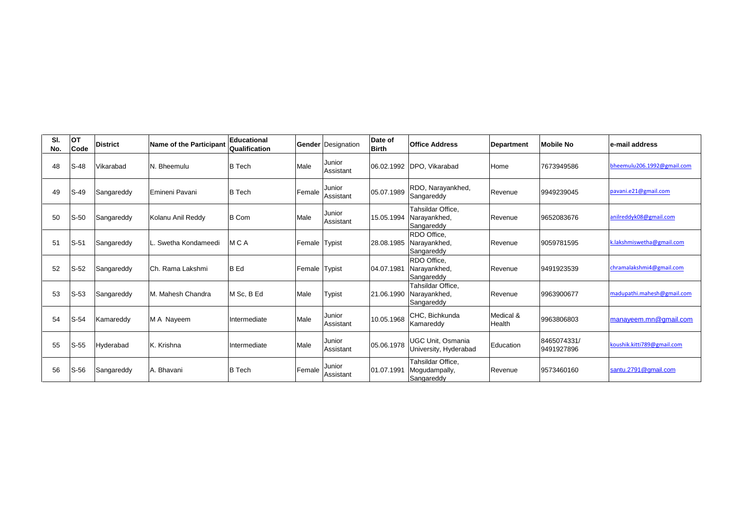| Sl. No. | OT Code | District | Name of the Participant | Educational Qualification | Gender | Designation | Date of Birth | Office Address | Department | Mobile No | e-mail address |
|---|---|---|---|---|---|---|---|---|---|---|---|
| 48 | S-48 | Vikarabad | N. Bheemulu | B Tech | Male | Junior Assistant | 06.02.1992 | DPO, Vikarabad | Home | 7673949586 | bheemulu206.1992@gmail.com |
| 49 | S-49 | Sangareddy | Emineni Pavani | B Tech | Female | Junior Assistant | 05.07.1989 | RDO, Narayankhed, Sangareddy | Revenue | 9949239045 | pavani.e21@gmail.com |
| 50 | S-50 | Sangareddy | Kolanu Anil Reddy | B Com | Male | Junior Assistant | 15.05.1994 | Tahsildar Office, Narayankhed, Sangareddy | Revenue | 9652083676 | anilreddyk08@gmail.com |
| 51 | S-51 | Sangareddy | L. Swetha Kondameedi | M C A | Female | Typist | 28.08.1985 | RDO Office, Narayankhed, Sangareddy | Revenue | 9059781595 | k.lakshmiswetha@gmail.com |
| 52 | S-52 | Sangareddy | Ch. Rama Lakshmi | B Ed | Female | Typist | 04.07.1981 | RDO Office, Narayankhed, Sangareddy | Revenue | 9491923539 | chramalakshmi4@gmail.com |
| 53 | S-53 | Sangareddy | M. Mahesh Chandra | M Sc, B Ed | Male | Typist | 21.06.1990 | Tahsildar Office, Narayankhed, Sangareddy | Revenue | 9963900677 | madupathi.mahesh@gmail.com |
| 54 | S-54 | Kamareddy | M A Nayeem | Intermediate | Male | Junior Assistant | 10.05.1968 | CHC, Bichkunda Kamareddy | Medical & Health | 9963806803 | manayeem.mn@gmail.com |
| 55 | S-55 | Hyderabad | K. Krishna | Intermediate | Male | Junior Assistant | 05.06.1978 | UGC Unit, Osmania University, Hyderabad | Education | 8465074331/ 9491927896 | koushik.kitti789@gmail.com |
| 56 | S-56 | Sangareddy | A. Bhavani | B Tech | Female | Junior Assistant | 01.07.1991 | Tahsildar Office, Mogudampally, Sangareddy | Revenue | 9573460160 | santu.2791@gmail.com |